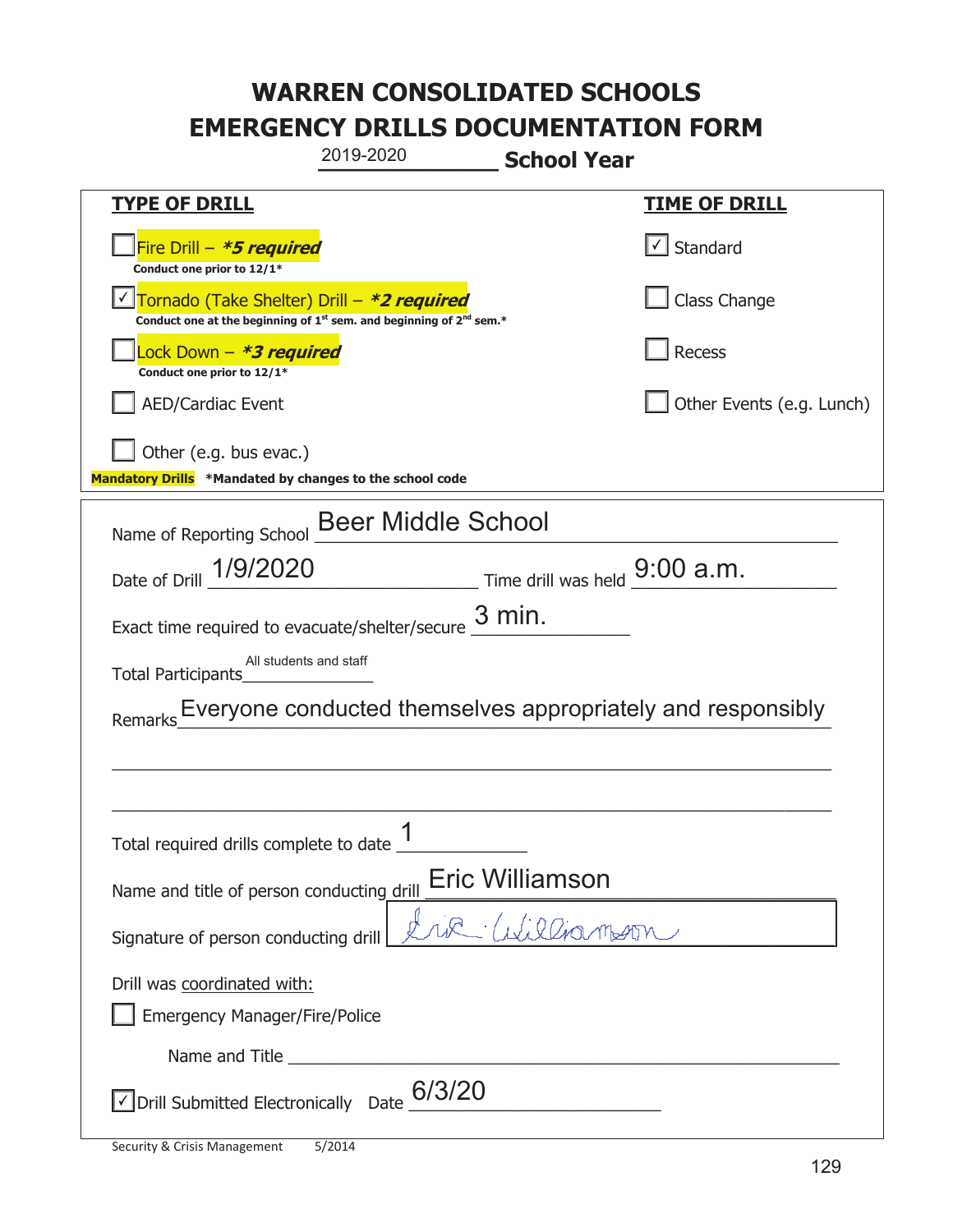# WARREN CONSOLIDATED SCHOOLS
# EMERGENCY DRILLS DOCUMENTATION FORM

2019-2020 **School Year**

| **TYPE OF DRILL** | **TIME OF DRILL** |
|---|---|
| ☐ Fire Drill – ***5 required*** <br> **Conduct one prior to 12/1*** | ☑ Standard |
| ☑ Tornado (Take Shelter) Drill – ***2 required*** <br> **Conduct one at the beginning of 1st sem. and beginning of 2nd sem.*** | ☐ Class Change |
| ☐ Lock Down – ***3 required*** <br> **Conduct one prior to 12/1*** | ☐ Recess |
| ☐ AED/Cardiac Event | ☐ Other Events (e.g. Lunch) |
| ☐ Other (e.g. bus evac.) | |

**Mandatory Drills** **\*Mandated by changes to the school code**

Name of Reporting School: Beer Middle School

Date of Drill: 1/9/2020 Time drill was held: 9:00 a.m.

Exact time required to evacuate/shelter/secure: 3 min.

Total Participants: All students and staff

Remarks: Everyone conducted themselves appropriately and responsibly

Total required drills complete to date: 1

Name and title of person conducting drill: Eric Williamson

Signature of person conducting drill: Eric Williamson

Drill was coordinated with:

☐ Emergency Manager/Fire/Police

Name and Title ______________________

☑ Drill Submitted Electronically Date: 6/3/20

Security & Crisis Management 5/2014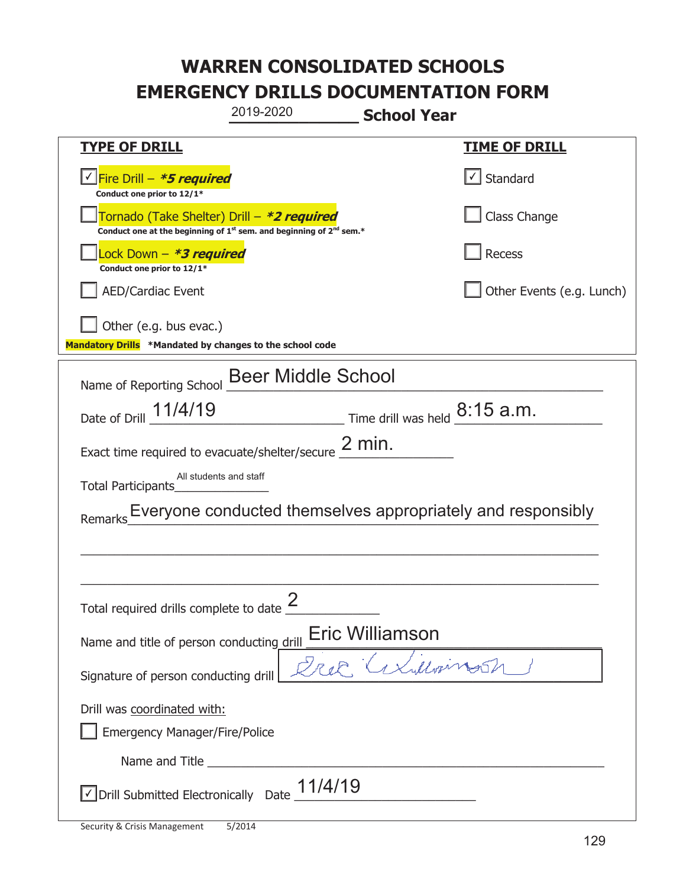# WARREN CONSOLIDATED SCHOOLS
# EMERGENCY DRILLS DOCUMENTATION FORM

2019-2020 **School Year**

| **TYPE OF DRILL** | **TIME OF DRILL** |
|---|---|
| ☑ Fire Drill – ***5 required*** <br> **Conduct one prior to 12/1*** | ☑ Standard |
| ☐ Tornado (Take Shelter) Drill – ***2 required*** <br> **Conduct one at the beginning of 1st sem. and beginning of 2nd sem.*** | ☐ Class Change |
| ☐ Lock Down – ***3 required*** <br> **Conduct one prior to 12/1*** | ☐ Recess |
| ☐ AED/Cardiac Event | ☐ Other Events (e.g. Lunch) |
| ☐ Other (e.g. bus evac.) | |

**Mandatory Drills** **\*Mandated by changes to the school code**

Name of Reporting School: Beer Middle School

Date of Drill: 11/4/19 Time drill was held: 8:15 a.m.

Exact time required to evacuate/shelter/secure: 2 min.

Total Participants: All students and staff

Remarks: Everyone conducted themselves appropriately and responsibly

Total required drills complete to date: 2

Name and title of person conducting drill: Eric Williamson

Signature of person conducting drill: Eric Williamson

Drill was coordinated with:

☐ Emergency Manager/Fire/Police

Name and Title: \_\_\_\_\_\_\_\_\_\_\_\_\_\_\_\_

☑ Drill Submitted Electronically Date: 11/4/19

Security & Crisis Management 5/2014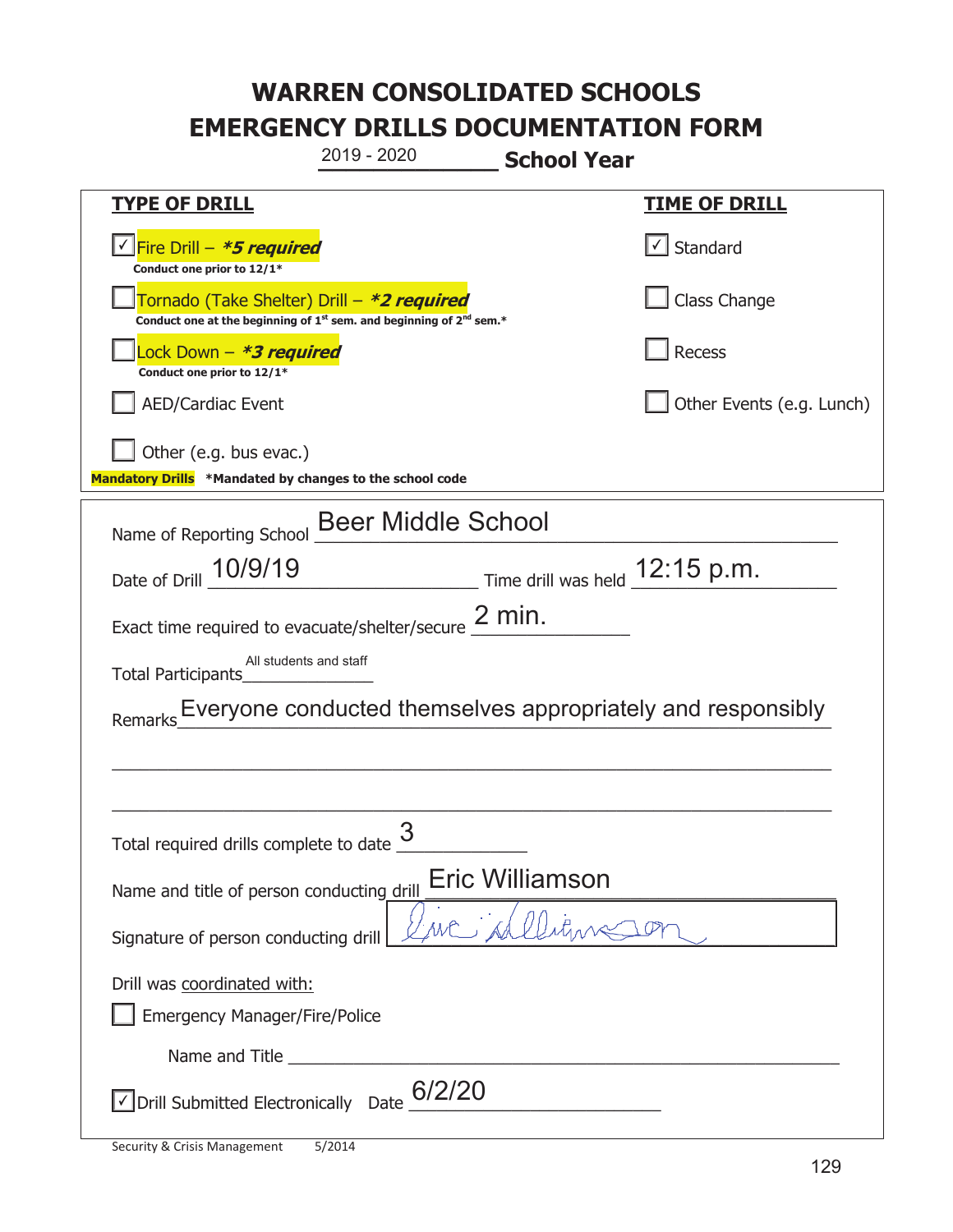# WARREN CONSOLIDATED SCHOOLS
# EMERGENCY DRILLS DOCUMENTATION FORM

2019 - 2020 **School Year**

| **TYPE OF DRILL** | **TIME OF DRILL** |
|---|---|
| ☑ Fire Drill – ***5 required*** <br> **Conduct one prior to 12/1*** | ☑ Standard |
| ☐ Tornado (Take Shelter) Drill – ***2 required*** <br> **Conduct one at the beginning of 1st sem. and beginning of 2nd sem.*** | ☐ Class Change |
| ☐ Lock Down – ***3 required*** <br> **Conduct one prior to 12/1*** | ☐ Recess |
| ☐ AED/Cardiac Event | ☐ Other Events (e.g. Lunch) |
| ☐ Other (e.g. bus evac.) | |

**Mandatory Drills** ***Mandated by changes to the school code**

Name of Reporting School: Beer Middle School

Date of Drill: 10/9/19  Time drill was held: 12:15 p.m.

Exact time required to evacuate/shelter/secure: 2 min.

Total Participants: All students and staff

Remarks: Everyone conducted themselves appropriately and responsibly

Total required drills complete to date: 3

Name and title of person conducting drill: Eric Williamson

Signature of person conducting drill: Eric Williamson

Drill was coordinated with:

☐ Emergency Manager/Fire/Police

Name and Title ______________________

☑ Drill Submitted Electronically  Date: 6/2/20

Security & Crisis Management  5/2014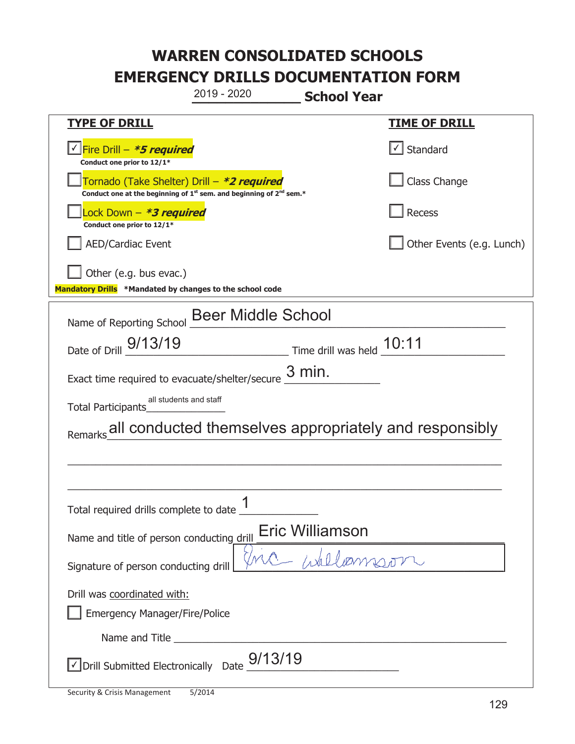# WARREN CONSOLIDATED SCHOOLS
# EMERGENCY DRILLS DOCUMENTATION FORM

2019 - 2020 **School Year**

| **TYPE OF DRILL** | **TIME OF DRILL** |
|---|---|
| ☑ Fire Drill – ***5 required*** <br> **Conduct one prior to 12/1*** | ☑ Standard |
| ☐ Tornado (Take Shelter) Drill – ***2 required*** <br> **Conduct one at the beginning of 1st sem. and beginning of 2nd sem.*** | ☐ Class Change |
| ☐ Lock Down – ***3 required*** <br> **Conduct one prior to 12/1*** | ☐ Recess |
| ☐ AED/Cardiac Event | ☐ Other Events (e.g. Lunch) |
| ☐ Other (e.g. bus evac.) | |

**Mandatory Drills** ***Mandated by changes to the school code**

Name of Reporting School: Beer Middle School

Date of Drill: 9/13/19 Time drill was held: 10:11

Exact time required to evacuate/shelter/secure: 3 min.

Total Participants: all students and staff

Remarks: all conducted themselves appropriately and responsibly

Total required drills complete to date: 1

Name and title of person conducting drill: Eric Williamson

Signature of person conducting drill: Eric Williamson

Drill was coordinated with:

☐ Emergency Manager/Fire/Police

Name and Title ______

☑ Drill Submitted Electronically Date: 9/13/19

Security & Crisis Management 5/2014